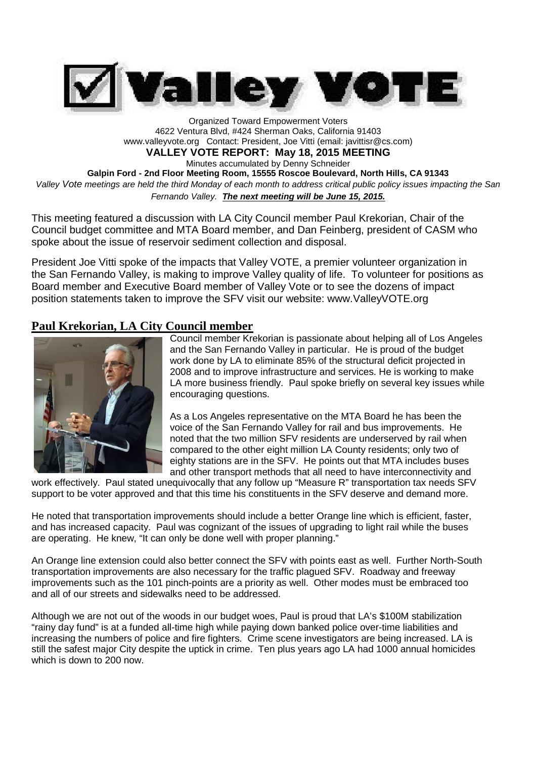# Valley VOTE

Organized Toward Empowerment Voters
4622 Ventura Blvd, #424 Sherman Oaks, California 91403
www.valleyvote.org Contact: President, Joe Vitti (email: javittisr@cs.com)

**VALLEY VOTE REPORT: May 18, 2015 MEETING**

Minutes accumulated by Denny Schneider

**Galpin Ford - 2nd Floor Meeting Room, 15555 Roscoe Boulevard, North Hills, CA 91343**

*Valley Vote meetings are held the third Monday of each month to address critical public policy issues impacting the San Fernando Valley. **The next meeting will be June 15, 2015.***

This meeting featured a discussion with LA City Council member Paul Krekorian, Chair of the Council budget committee and MTA Board member, and Dan Feinberg, president of CASM who spoke about the issue of reservoir sediment collection and disposal.

President Joe Vitti spoke of the impacts that Valley VOTE, a premier volunteer organization in the San Fernando Valley, is making to improve Valley quality of life. To volunteer for positions as Board member and Executive Board member of Valley Vote or to see the dozens of impact position statements taken to improve the SFV visit our website: www.ValleyVOTE.org

## Paul Krekorian, LA City Council member

Council member Krekorian is passionate about helping all of Los Angeles and the San Fernando Valley in particular. He is proud of the budget work done by LA to eliminate 85% of the structural deficit projected in 2008 and to improve infrastructure and services. He is working to make LA more business friendly. Paul spoke briefly on several key issues while encouraging questions.

As a Los Angeles representative on the MTA Board he has been the voice of the San Fernando Valley for rail and bus improvements. He noted that the two million SFV residents are underserved by rail when compared to the other eight million LA County residents; only two of eighty stations are in the SFV. He points out that MTA includes buses and other transport methods that all need to have interconnectivity and work effectively. Paul stated unequivocally that any follow up "Measure R" transportation tax needs SFV support to be voter approved and that this time his constituents in the SFV deserve and demand more.

He noted that transportation improvements should include a better Orange line which is efficient, faster, and has increased capacity. Paul was cognizant of the issues of upgrading to light rail while the buses are operating. He knew, "It can only be done well with proper planning."

An Orange line extension could also better connect the SFV with points east as well. Further North-South transportation improvements are also necessary for the traffic plagued SFV. Roadway and freeway improvements such as the 101 pinch-points are a priority as well. Other modes must be embraced too and all of our streets and sidewalks need to be addressed.

Although we are not out of the woods in our budget woes, Paul is proud that LA's $100M stabilization "rainy day fund" is at a funded all-time high while paying down banked police over-time liabilities and increasing the numbers of police and fire fighters. Crime scene investigators are being increased. LA is still the safest major City despite the uptick in crime. Ten plus years ago LA had 1000 annual homicides which is down to 200 now.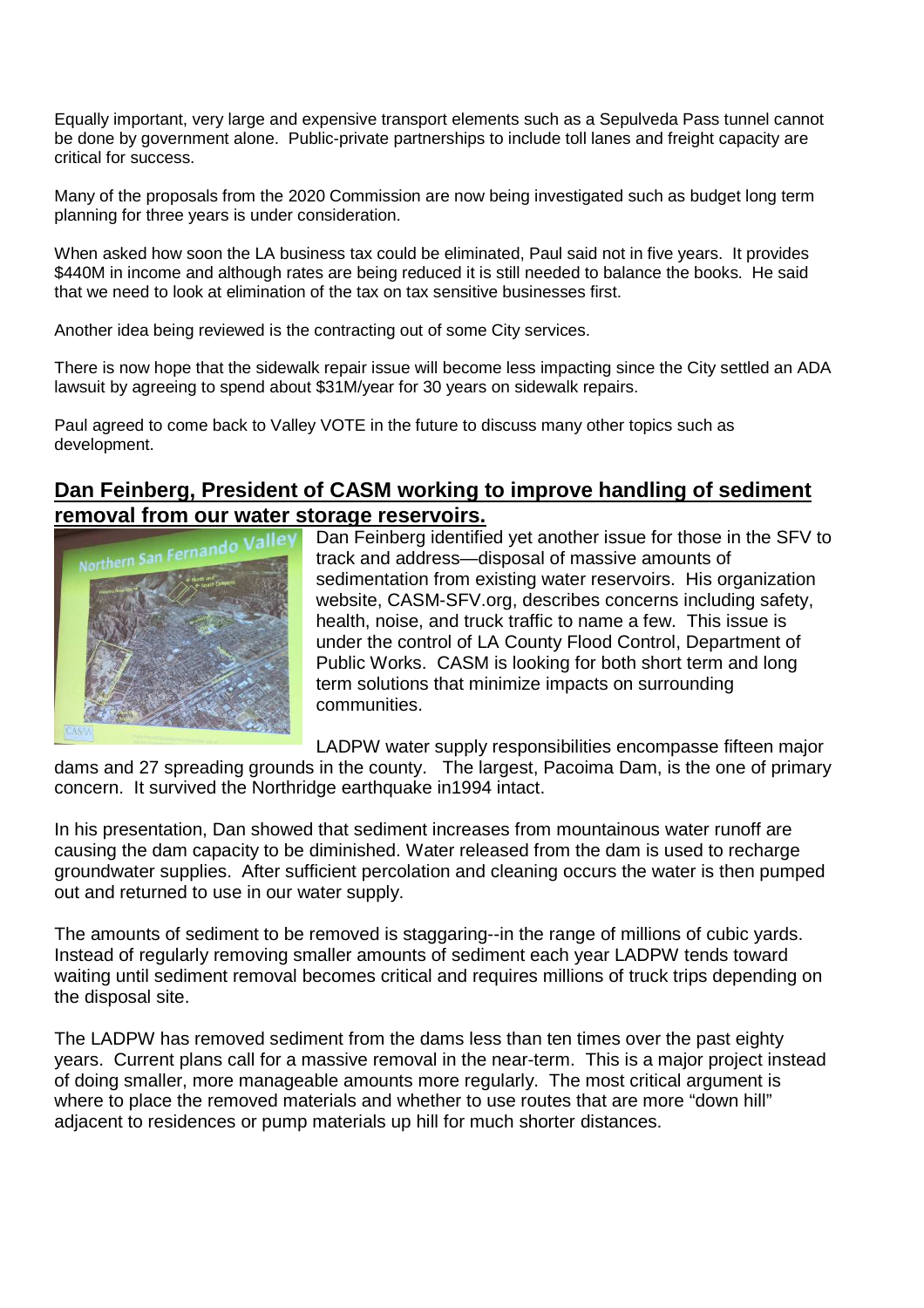Equally important, very large and expensive transport elements such as a Sepulveda Pass tunnel cannot be done by government alone. Public-private partnerships to include toll lanes and freight capacity are critical for success.

Many of the proposals from the 2020 Commission are now being investigated such as budget long term planning for three years is under consideration.

When asked how soon the LA business tax could be eliminated, Paul said not in five years. It provides \$440M in income and although rates are being reduced it is still needed to balance the books. He said that we need to look at elimination of the tax on tax sensitive businesses first.

Another idea being reviewed is the contracting out of some City services.

There is now hope that the sidewalk repair issue will become less impacting since the City settled an ADA lawsuit by agreeing to spend about \$31M/year for 30 years on sidewalk repairs.

Paul agreed to come back to Valley VOTE in the future to discuss many other topics such as development.

## Dan Feinberg, President of CASM working to improve handling of sediment removal from our water storage reservoirs.

Dan Feinberg identified yet another issue for those in the SFV to track and address—disposal of massive amounts of sedimentation from existing water reservoirs. His organization website, CASM-SFV.org, describes concerns including safety, health, noise, and truck traffic to name a few. This issue is under the control of LA County Flood Control, Department of Public Works. CASM is looking for both short term and long term solutions that minimize impacts on surrounding communities.

LADPW water supply responsibilities encompasse fifteen major dams and 27 spreading grounds in the county. The largest, Pacoima Dam, is the one of primary concern. It survived the Northridge earthquake in1994 intact.

In his presentation, Dan showed that sediment increases from mountainous water runoff are causing the dam capacity to be diminished. Water released from the dam is used to recharge groundwater supplies. After sufficient percolation and cleaning occurs the water is then pumped out and returned to use in our water supply.

The amounts of sediment to be removed is staggaring--in the range of millions of cubic yards. Instead of regularly removing smaller amounts of sediment each year LADPW tends toward waiting until sediment removal becomes critical and requires millions of truck trips depending on the disposal site.

The LADPW has removed sediment from the dams less than ten times over the past eighty years. Current plans call for a massive removal in the near-term. This is a major project instead of doing smaller, more manageable amounts more regularly. The most critical argument is where to place the removed materials and whether to use routes that are more "down hill" adjacent to residences or pump materials up hill for much shorter distances.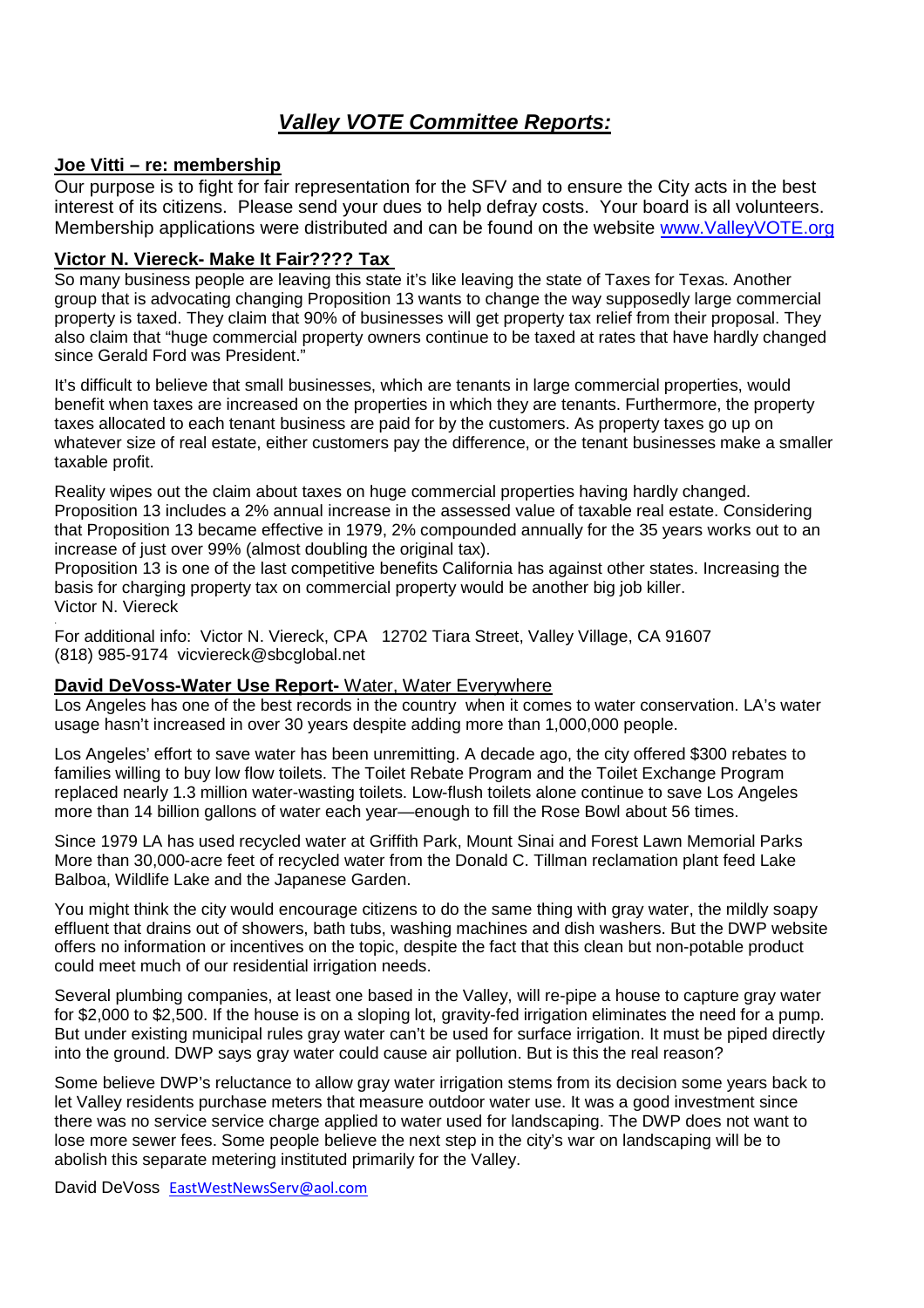# *Valley VOTE Committee Reports:*

### Joe Vitti – re: membership

Our purpose is to fight for fair representation for the SFV and to ensure the City acts in the best interest of its citizens. Please send your dues to help defray costs. Your board is all volunteers. Membership applications were distributed and can be found on the website [www.ValleyVOTE.org](http://www.ValleyVOTE.org)

### Victor N. Viereck- Make It Fair???? Tax

So many business people are leaving this state it's like leaving the state of Taxes for Texas. Another group that is advocating changing Proposition 13 wants to change the way supposedly large commercial property is taxed. They claim that 90% of businesses will get property tax relief from their proposal. They also claim that "huge commercial property owners continue to be taxed at rates that have hardly changed since Gerald Ford was President."

It's difficult to believe that small businesses, which are tenants in large commercial properties, would benefit when taxes are increased on the properties in which they are tenants. Furthermore, the property taxes allocated to each tenant business are paid for by the customers. As property taxes go up on whatever size of real estate, either customers pay the difference, or the tenant businesses make a smaller taxable profit.

Reality wipes out the claim about taxes on huge commercial properties having hardly changed. Proposition 13 includes a 2% annual increase in the assessed value of taxable real estate. Considering that Proposition 13 became effective in 1979, 2% compounded annually for the 35 years works out to an increase of just over 99% (almost doubling the original tax).
Proposition 13 is one of the last competitive benefits California has against other states. Increasing the basis for charging property tax on commercial property would be another big job killer.
Victor N. Viereck

For additional info: Victor N. Viereck, CPA 12702 Tiara Street, Valley Village, CA 91607
(818) 985-9174 vicviereck@sbcglobal.net

### David DeVoss-Water Use Report- Water, Water Everywhere

Los Angeles has one of the best records in the country when it comes to water conservation. LA's water usage hasn't increased in over 30 years despite adding more than 1,000,000 people.

Los Angeles' effort to save water has been unremitting. A decade ago, the city offered $300 rebates to families willing to buy low flow toilets. The Toilet Rebate Program and the Toilet Exchange Program replaced nearly 1.3 million water-wasting toilets. Low-flush toilets alone continue to save Los Angeles more than 14 billion gallons of water each year—enough to fill the Rose Bowl about 56 times.

Since 1979 LA has used recycled water at Griffith Park, Mount Sinai and Forest Lawn Memorial Parks More than 30,000-acre feet of recycled water from the Donald C. Tillman reclamation plant feed Lake Balboa, Wildlife Lake and the Japanese Garden.

You might think the city would encourage citizens to do the same thing with gray water, the mildly soapy effluent that drains out of showers, bath tubs, washing machines and dish washers. But the DWP website offers no information or incentives on the topic, despite the fact that this clean but non-potable product could meet much of our residential irrigation needs.

Several plumbing companies, at least one based in the Valley, will re-pipe a house to capture gray water for $2,000 to $2,500. If the house is on a sloping lot, gravity-fed irrigation eliminates the need for a pump. But under existing municipal rules gray water can't be used for surface irrigation. It must be piped directly into the ground. DWP says gray water could cause air pollution. But is this the real reason?

Some believe DWP's reluctance to allow gray water irrigation stems from its decision some years back to let Valley residents purchase meters that measure outdoor water use. It was a good investment since there was no service service charge applied to water used for landscaping. The DWP does not want to lose more sewer fees. Some people believe the next step in the city's war on landscaping will be to abolish this separate metering instituted primarily for the Valley.

David DeVoss EastWestNewsServ@aol.com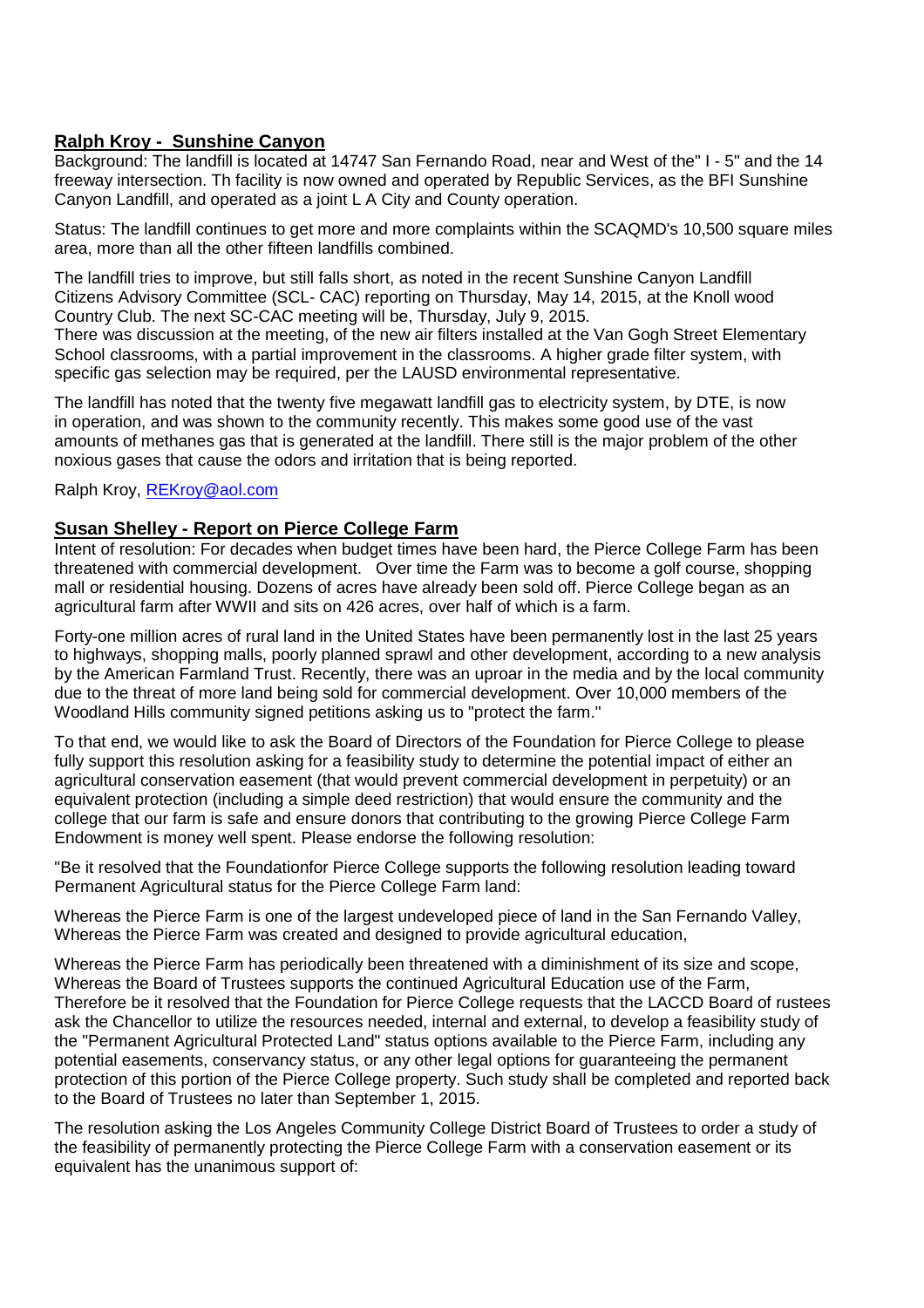**Ralph Kroy - Sunshine Canyon**

Background: The landfill is located at 14747 San Fernando Road, near and West of the" I - 5" and the 14 freeway intersection. Th facility is now owned and operated by Republic Services, as the BFI Sunshine Canyon Landfill, and operated as a joint L A City and County operation.

Status: The landfill continues to get more and more complaints within the SCAQMD's 10,500 square miles area, more than all the other fifteen landfills combined.

The landfill tries to improve, but still falls short, as noted in the recent Sunshine Canyon Landfill Citizens Advisory Committee (SCL- CAC) reporting on Thursday, May 14, 2015, at the Knoll wood Country Club. The next SC-CAC meeting will be, Thursday, July 9, 2015.
There was discussion at the meeting, of the new air filters installed at the Van Gogh Street Elementary School classrooms, with a partial improvement in the classrooms. A higher grade filter system, with specific gas selection may be required, per the LAUSD environmental representative.

The landfill has noted that the twenty five megawatt landfill gas to electricity system, by DTE, is now in operation, and was shown to the community recently. This makes some good use of the vast amounts of methanes gas that is generated at the landfill. There still is the major problem of the other noxious gases that cause the odors and irritation that is being reported.

Ralph Kroy, REKroy@aol.com

**Susan Shelley - Report on Pierce College Farm**

Intent of resolution: For decades when budget times have been hard, the Pierce College Farm has been threatened with commercial development. Over time the Farm was to become a golf course, shopping mall or residential housing. Dozens of acres have already been sold off. Pierce College began as an agricultural farm after WWII and sits on 426 acres, over half of which is a farm.

Forty-one million acres of rural land in the United States have been permanently lost in the last 25 years to highways, shopping malls, poorly planned sprawl and other development, according to a new analysis by the American Farmland Trust. Recently, there was an uproar in the media and by the local community due to the threat of more land being sold for commercial development. Over 10,000 members of the Woodland Hills community signed petitions asking us to "protect the farm."

To that end, we would like to ask the Board of Directors of the Foundation for Pierce College to please fully support this resolution asking for a feasibility study to determine the potential impact of either an agricultural conservation easement (that would prevent commercial development in perpetuity) or an equivalent protection (including a simple deed restriction) that would ensure the community and the college that our farm is safe and ensure donors that contributing to the growing Pierce College Farm Endowment is money well spent. Please endorse the following resolution:

"Be it resolved that the Foundationfor Pierce College supports the following resolution leading toward Permanent Agricultural status for the Pierce College Farm land:

Whereas the Pierce Farm is one of the largest undeveloped piece of land in the San Fernando Valley,
Whereas the Pierce Farm was created and designed to provide agricultural education,

Whereas the Pierce Farm has periodically been threatened with a diminishment of its size and scope,
Whereas the Board of Trustees supports the continued Agricultural Education use of the Farm,
Therefore be it resolved that the Foundation for Pierce College requests that the LACCD Board of rustees ask the Chancellor to utilize the resources needed, internal and external, to develop a feasibility study of the "Permanent Agricultural Protected Land" status options available to the Pierce Farm, including any potential easements, conservancy status, or any other legal options for guaranteeing the permanent protection of this portion of the Pierce College property. Such study shall be completed and reported back to the Board of Trustees no later than September 1, 2015.

The resolution asking the Los Angeles Community College District Board of Trustees to order a study of the feasibility of permanently protecting the Pierce College Farm with a conservation easement or its equivalent has the unanimous support of: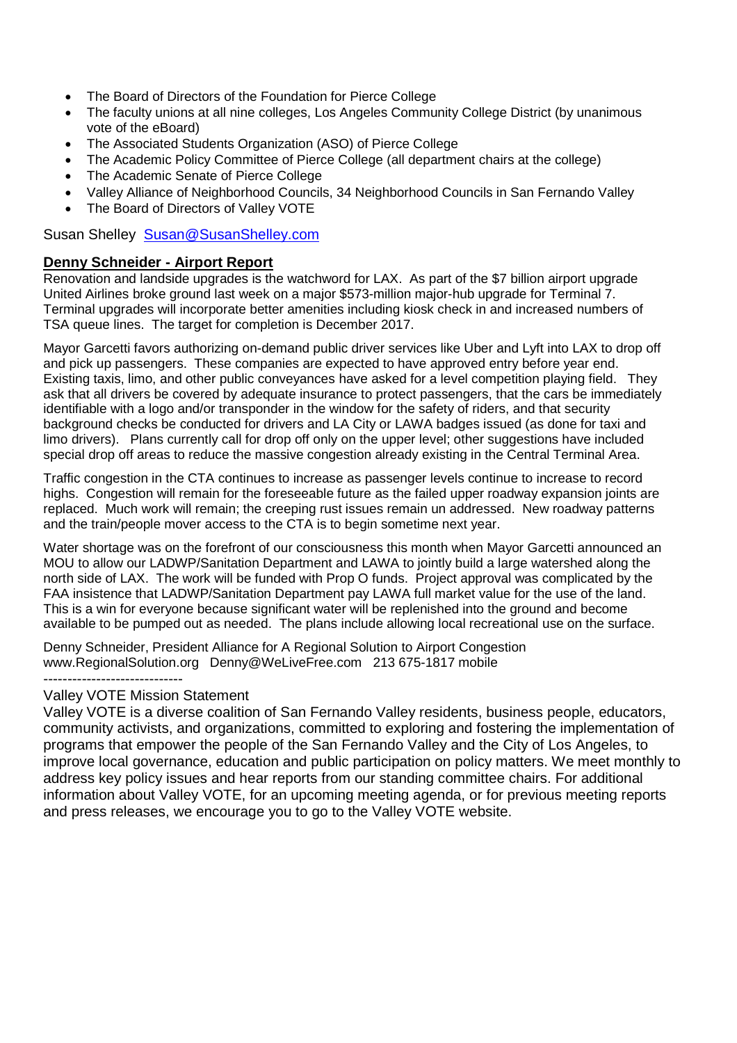- The Board of Directors of the Foundation for Pierce College
- The faculty unions at all nine colleges, Los Angeles Community College District (by unanimous vote of the eBoard)
- The Associated Students Organization (ASO) of Pierce College
- The Academic Policy Committee of Pierce College (all department chairs at the college)
- The Academic Senate of Pierce College
- Valley Alliance of Neighborhood Councils, 34 Neighborhood Councils in San Fernando Valley
- The Board of Directors of Valley VOTE

Susan Shelley [Susan@SusanShelley.com](mailto:Susan@SusanShelley.com)

**Denny Schneider - Airport Report**

Renovation and landside upgrades is the watchword for LAX. As part of the $7 billion airport upgrade United Airlines broke ground last week on a major $573-million major-hub upgrade for Terminal 7. Terminal upgrades will incorporate better amenities including kiosk check in and increased numbers of TSA queue lines. The target for completion is December 2017.

Mayor Garcetti favors authorizing on-demand public driver services like Uber and Lyft into LAX to drop off and pick up passengers. These companies are expected to have approved entry before year end. Existing taxis, limo, and other public conveyances have asked for a level competition playing field. They ask that all drivers be covered by adequate insurance to protect passengers, that the cars be immediately identifiable with a logo and/or transponder in the window for the safety of riders, and that security background checks be conducted for drivers and LA City or LAWA badges issued (as done for taxi and limo drivers). Plans currently call for drop off only on the upper level; other suggestions have included special drop off areas to reduce the massive congestion already existing in the Central Terminal Area.

Traffic congestion in the CTA continues to increase as passenger levels continue to increase to record highs. Congestion will remain for the foreseeable future as the failed upper roadway expansion joints are replaced. Much work will remain; the creeping rust issues remain un addressed. New roadway patterns and the train/people mover access to the CTA is to begin sometime next year.

Water shortage was on the forefront of our consciousness this month when Mayor Garcetti announced an MOU to allow our LADWP/Sanitation Department and LAWA to jointly build a large watershed along the north side of LAX. The work will be funded with Prop O funds. Project approval was complicated by the FAA insistence that LADWP/Sanitation Department pay LAWA full market value for the use of the land. This is a win for everyone because significant water will be replenished into the ground and become available to be pumped out as needed. The plans include allowing local recreational use on the surface.

Denny Schneider, President Alliance for A Regional Solution to Airport Congestion
www.RegionalSolution.org Denny@WeLiveFree.com 213 675-1817 mobile

-----------------------------

Valley VOTE Mission Statement

Valley VOTE is a diverse coalition of San Fernando Valley residents, business people, educators, community activists, and organizations, committed to exploring and fostering the implementation of programs that empower the people of the San Fernando Valley and the City of Los Angeles, to improve local governance, education and public participation on policy matters. We meet monthly to address key policy issues and hear reports from our standing committee chairs. For additional information about Valley VOTE, for an upcoming meeting agenda, or for previous meeting reports and press releases, we encourage you to go to the Valley VOTE website.